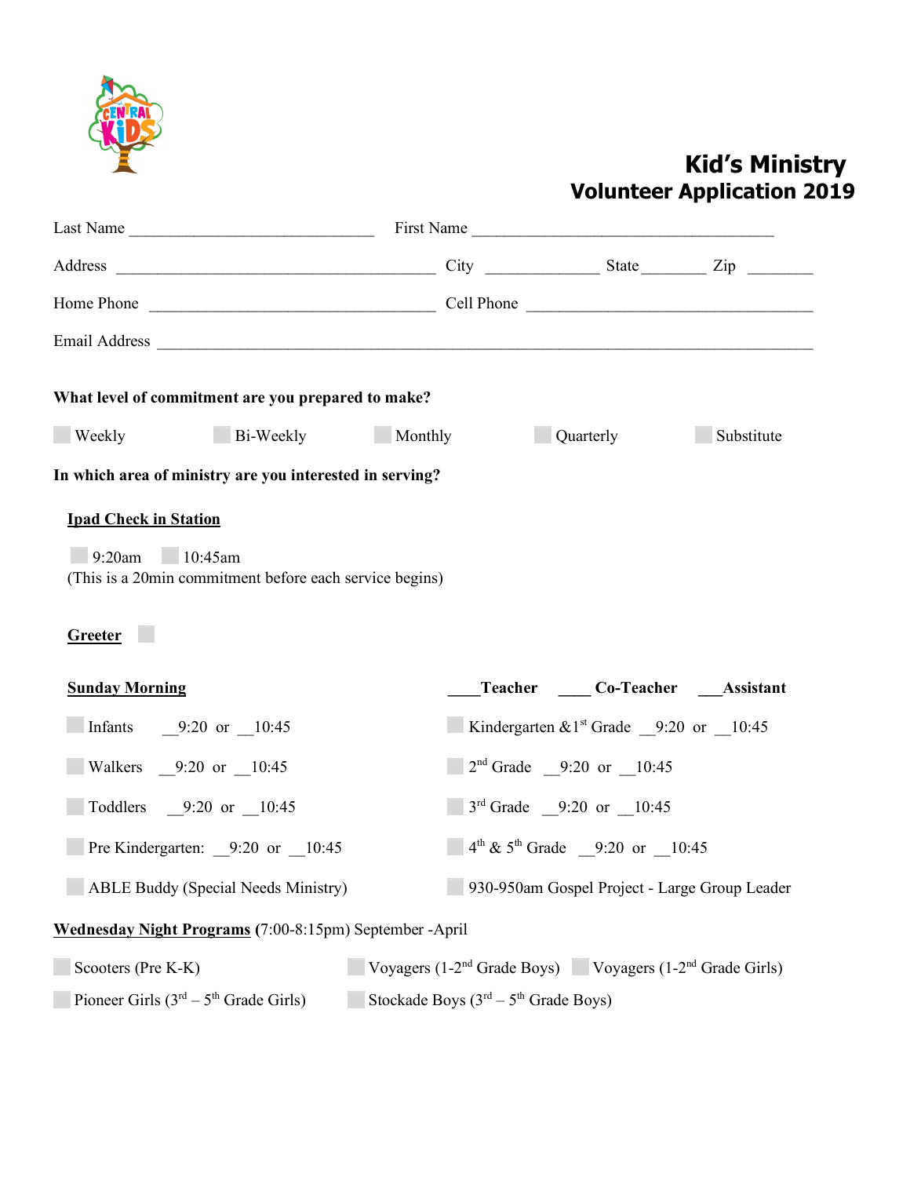# Kid's Ministry
## Volunteer Application 2019

Last Name ______________________________ First Name ____________________________________

Address _______________________________________ City ______________ State________ Zip ________

Home Phone __________________________________ Cell Phone __________________________________

Email Address ________________________________________________________________________________

**What level of commitment are you prepared to make?**

☐ Weekly ☐ Bi-Weekly ☐ Monthly ☐ Quarterly ☐ Substitute

**In which area of ministry are you interested in serving?**

**Ipad Check in Station**

☐ 9:20am ☐ 10:45am
(This is a 20min commitment before each service begins)

**Greeter** ☐

**Sunday Morning** ____**Teacher** ____ **Co-Teacher** ___**Assistant**

☐ Infants __9:20 or __10:45

☐ Walkers __9:20 or __10:45

☐ Toddlers __9:20 or __10:45

☐ Pre Kindergarten: __9:20 or __10:45

☐ ABLE Buddy (Special Needs Ministry)

☐ Kindergarten &1st Grade __9:20 or __10:45

☐ 2nd Grade __9:20 or __10:45

☐ 3rd Grade __9:20 or __10:45

☐ 4th & 5th Grade __9:20 or __10:45

☐ 930-950am Gospel Project - Large Group Leader

**Wednesday Night Programs** (7:00-8:15pm) September -April

☐ Scooters (Pre K-K) ☐ Voyagers (1-2nd Grade Boys) ☐ Voyagers (1-2nd Grade Girls)

☐ Pioneer Girls (3rd – 5th Grade Girls) ☐ Stockade Boys (3rd – 5th Grade Boys)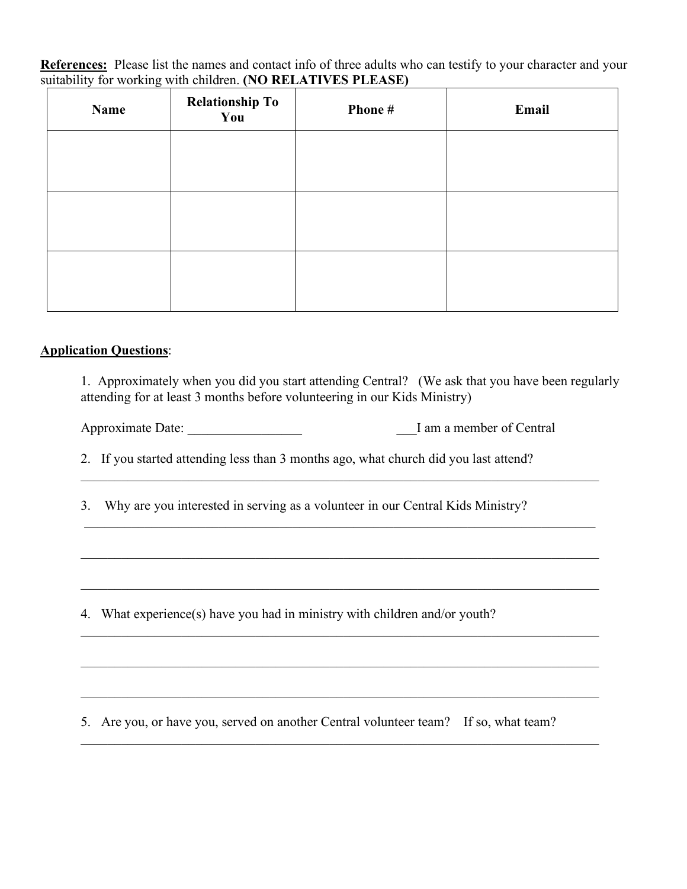**References:** Please list the names and contact info of three adults who can testify to your character and your suitability for working with children. **(NO RELATIVES PLEASE)**

| Name | Relationship To You | Phone # | Email |
|---|---|---|---|
| | | | |
| | | | |
| | | | |

**Application Questions**:

1. Approximately when you did you start attending Central? (We ask that you have been regularly attending for at least 3 months before volunteering in our Kids Ministry)

   Approximate Date: _________________ ___I am a member of Central

2. If you started attending less than 3 months ago, what church did you last attend?
   ________________________________________________________________________________

3. Why are you interested in serving as a volunteer in our Central Kids Ministry?
   ________________________________________________________________________________

   ________________________________________________________________________________

   ________________________________________________________________________________

4. What experience(s) have you had in ministry with children and/or youth?
   ________________________________________________________________________________

   ________________________________________________________________________________

   ________________________________________________________________________________

5. Are you, or have you, served on another Central volunteer team? If so, what team?
   ________________________________________________________________________________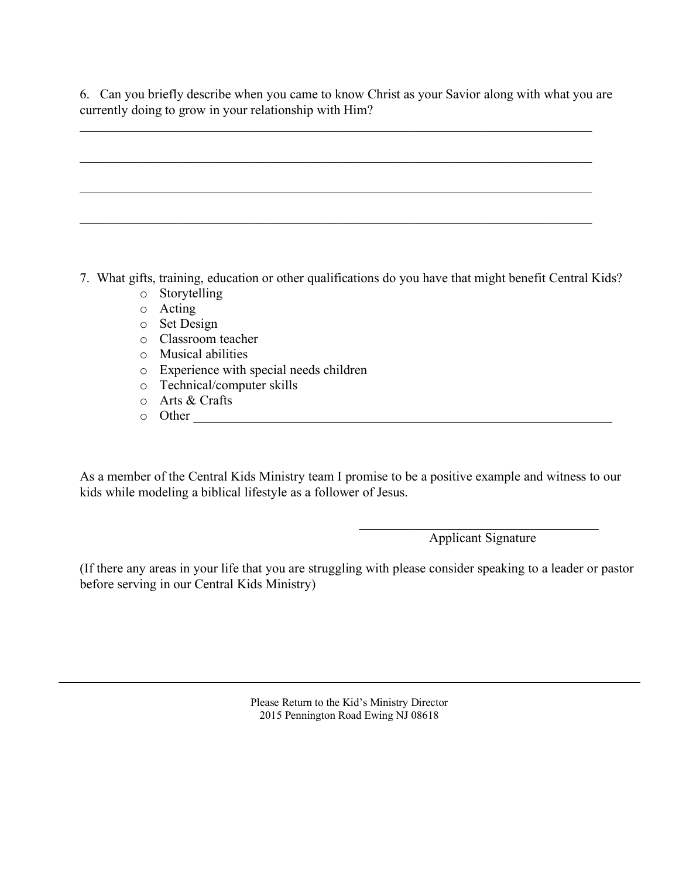6. Can you briefly describe when you came to know Christ as your Savior along with what you are currently doing to grow in your relationship with Him?

\_\_\_\_\_\_\_\_\_\_\_\_\_\_\_\_\_\_\_\_\_\_\_\_\_\_\_\_\_\_\_\_\_\_\_\_\_\_\_\_\_\_\_\_\_\_\_\_\_\_\_\_\_\_\_\_\_\_\_\_\_\_\_\_\_\_\_\_\_\_\_\_\_\_\_\_

\_\_\_\_\_\_\_\_\_\_\_\_\_\_\_\_\_\_\_\_\_\_\_\_\_\_\_\_\_\_\_\_\_\_\_\_\_\_\_\_\_\_\_\_\_\_\_\_\_\_\_\_\_\_\_\_\_\_\_\_\_\_\_\_\_\_\_\_\_\_\_\_\_\_\_\_

\_\_\_\_\_\_\_\_\_\_\_\_\_\_\_\_\_\_\_\_\_\_\_\_\_\_\_\_\_\_\_\_\_\_\_\_\_\_\_\_\_\_\_\_\_\_\_\_\_\_\_\_\_\_\_\_\_\_\_\_\_\_\_\_\_\_\_\_\_\_\_\_\_\_\_\_

\_\_\_\_\_\_\_\_\_\_\_\_\_\_\_\_\_\_\_\_\_\_\_\_\_\_\_\_\_\_\_\_\_\_\_\_\_\_\_\_\_\_\_\_\_\_\_\_\_\_\_\_\_\_\_\_\_\_\_\_\_\_\_\_\_\_\_\_\_\_\_\_\_\_\_\_

7. What gifts, training, education or other qualifications do you have that might benefit Central Kids?
   - Storytelling
   - Acting
   - Set Design
   - Classroom teacher
   - Musical abilities
   - Experience with special needs children
   - Technical/computer skills
   - Arts & Crafts
   - Other \_\_\_\_\_\_\_\_\_\_\_\_\_\_\_\_\_\_\_\_\_\_\_\_\_\_\_\_\_\_\_\_\_\_\_\_\_\_\_\_\_\_\_\_\_\_\_\_\_\_\_\_\_\_\_\_\_\_\_\_\_\_

As a member of the Central Kids Ministry team I promise to be a positive example and witness to our kids while modeling a biblical lifestyle as a follower of Jesus.

\_\_\_\_\_\_\_\_\_\_\_\_\_\_\_\_\_\_\_\_\_\_\_\_\_\_\_\_\_\_\_\_\_\_\_\_\_\_

Applicant Signature

(If there any areas in your life that you are struggling with please consider speaking to a leader or pastor before serving in our Central Kids Ministry)

---

Please Return to the Kid's Ministry Director
2015 Pennington Road Ewing NJ 08618